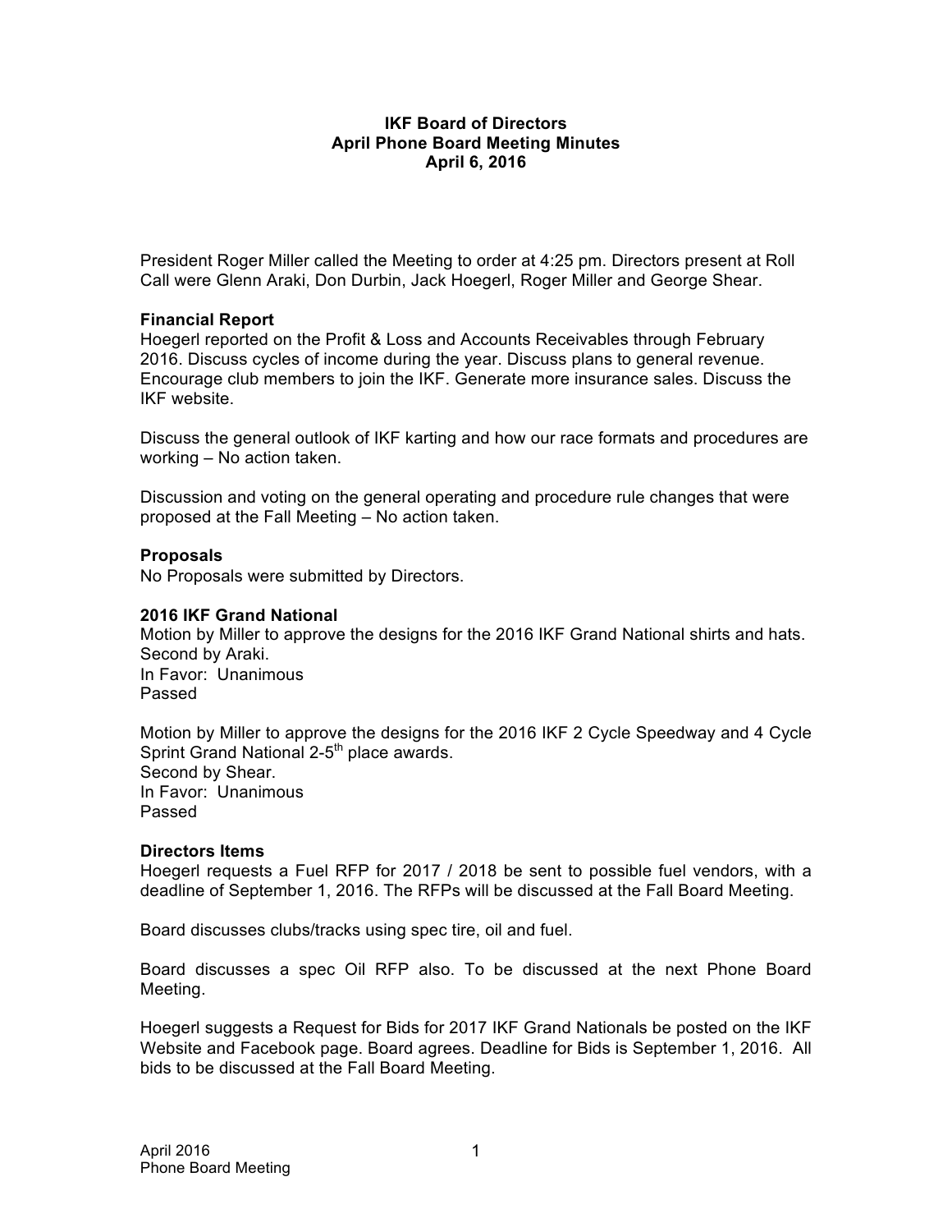# IKF Board of Directors
## April Phone Board Meeting Minutes
### April 6, 2016

President Roger Miller called the Meeting to order at 4:25 pm. Directors present at Roll Call were Glenn Araki, Don Durbin, Jack Hoegerl, Roger Miller and George Shear.

**Financial Report**
Hoegerl reported on the Profit & Loss and Accounts Receivables through February 2016. Discuss cycles of income during the year. Discuss plans to general revenue. Encourage club members to join the IKF. Generate more insurance sales. Discuss the IKF website.

Discuss the general outlook of IKF karting and how our race formats and procedures are working – No action taken.

Discussion and voting on the general operating and procedure rule changes that were proposed at the Fall Meeting – No action taken.

**Proposals**
No Proposals were submitted by Directors.

**2016 IKF Grand National**
Motion by Miller to approve the designs for the 2016 IKF Grand National shirts and hats.
Second by Araki.
In Favor: Unanimous
Passed

Motion by Miller to approve the designs for the 2016 IKF 2 Cycle Speedway and 4 Cycle Sprint Grand National 2-5th place awards.
Second by Shear.
In Favor: Unanimous
Passed

**Directors Items**
Hoegerl requests a Fuel RFP for 2017 / 2018 be sent to possible fuel vendors, with a deadline of September 1, 2016. The RFPs will be discussed at the Fall Board Meeting.

Board discusses clubs/tracks using spec tire, oil and fuel.

Board discusses a spec Oil RFP also. To be discussed at the next Phone Board Meeting.

Hoegerl suggests a Request for Bids for 2017 IKF Grand Nationals be posted on the IKF Website and Facebook page. Board agrees. Deadline for Bids is September 1, 2016. All bids to be discussed at the Fall Board Meeting.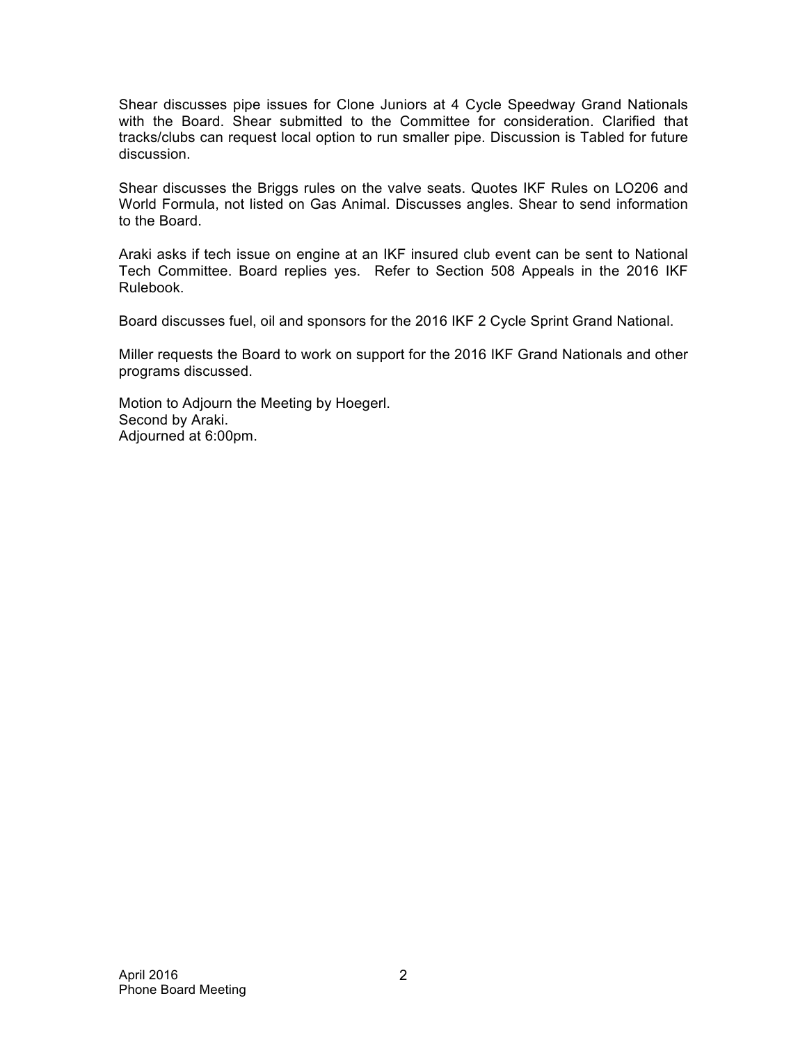Shear discusses pipe issues for Clone Juniors at 4 Cycle Speedway Grand Nationals with the Board. Shear submitted to the Committee for consideration. Clarified that tracks/clubs can request local option to run smaller pipe. Discussion is Tabled for future discussion.

Shear discusses the Briggs rules on the valve seats. Quotes IKF Rules on LO206 and World Formula, not listed on Gas Animal. Discusses angles. Shear to send information to the Board.

Araki asks if tech issue on engine at an IKF insured club event can be sent to National Tech Committee. Board replies yes. Refer to Section 508 Appeals in the 2016 IKF Rulebook.

Board discusses fuel, oil and sponsors for the 2016 IKF 2 Cycle Sprint Grand National.

Miller requests the Board to work on support for the 2016 IKF Grand Nationals and other programs discussed.

Motion to Adjourn the Meeting by Hoegerl.
Second by Araki.
Adjourned at 6:00pm.